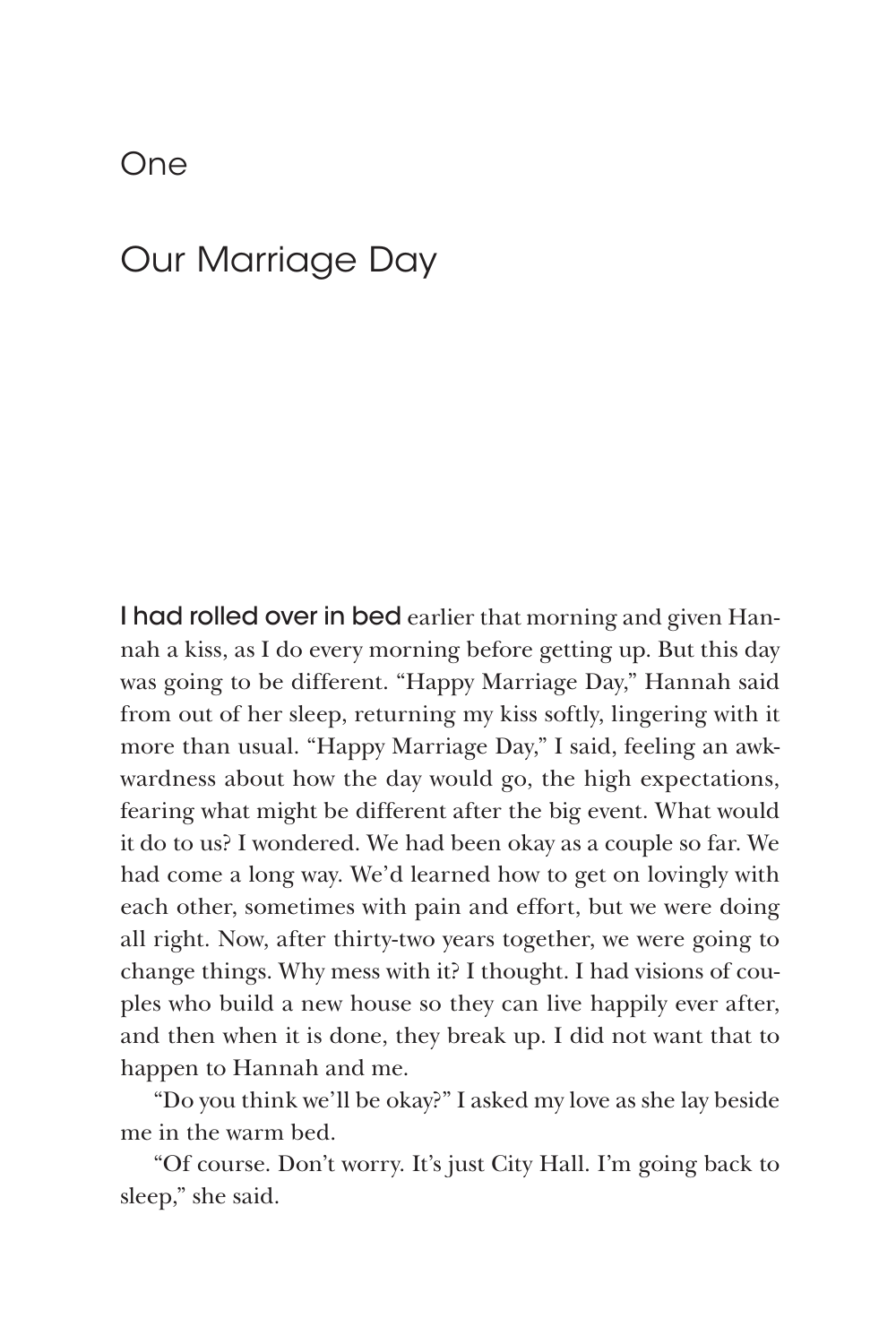# One

# Our Marriage Day

**I had rolled over in bed** earlier that morning and given Hannah a kiss, as I do every morning before getting up. But this day was going to be different. "Happy Marriage Day," Hannah said from out of her sleep, returning my kiss softly, lingering with it more than usual. "Happy Marriage Day," I said, feeling an awkwardness about how the day would go, the high expectations, fearing what might be different after the big event. What would it do to us? I wondered. We had been okay as a couple so far. We had come a long way. We'd learned how to get on lovingly with each other, sometimes with pain and effort, but we were doing all right. Now, after thirty-two years together, we were going to change things. Why mess with it? I thought. I had visions of couples who build a new house so they can live happily ever after, and then when it is done, they break up. I did not want that to happen to Hannah and me.

"Do you think we'll be okay?" I asked my love as she lay beside me in the warm bed.

"Of course. Don't worry. It's just City Hall. I'm going back to sleep," she said.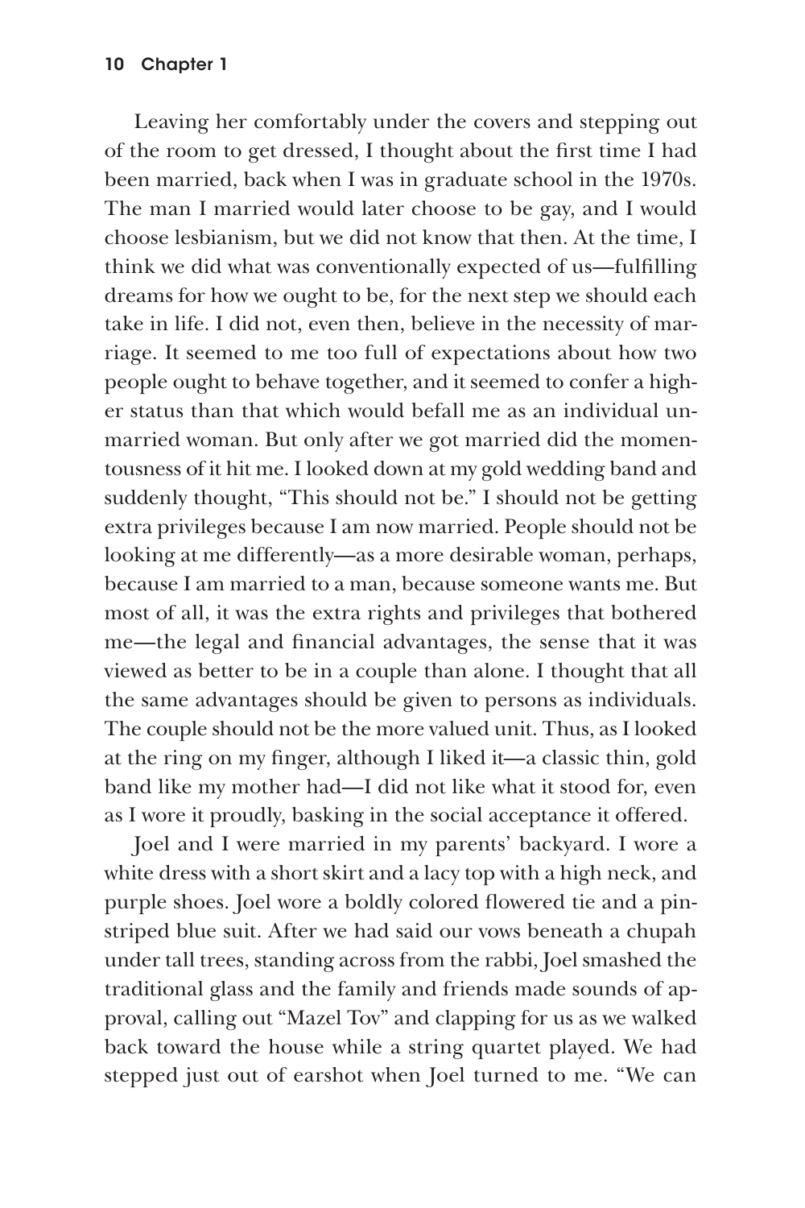Leaving her comfortably under the covers and stepping out of the room to get dressed, I thought about the first time I had been married, back when I was in graduate school in the 1970s. The man I married would later choose to be gay, and I would choose lesbianism, but we did not know that then. At the time, I think we did what was conventionally expected of us—fulfilling dreams for how we ought to be, for the next step we should each take in life. I did not, even then, believe in the necessity of marriage. It seemed to me too full of expectations about how two people ought to behave together, and it seemed to confer a higher status than that which would befall me as an individual unmarried woman. But only after we got married did the momentousness of it hit me. I looked down at my gold wedding band and suddenly thought, "This should not be." I should not be getting extra privileges because I am now married. People should not be looking at me differently—as a more desirable woman, perhaps, because I am married to a man, because someone wants me. But most of all, it was the extra rights and privileges that bothered me—the legal and financial advantages, the sense that it was viewed as better to be in a couple than alone. I thought that all the same advantages should be given to persons as individuals. The couple should not be the more valued unit. Thus, as I looked at the ring on my finger, although I liked it—a classic thin, gold band like my mother had—I did not like what it stood for, even as I wore it proudly, basking in the social acceptance it offered.

Joel and I were married in my parents' backyard. I wore a white dress with a short skirt and a lacy top with a high neck, and purple shoes. Joel wore a boldly colored flowered tie and a pinstriped blue suit. After we had said our vows beneath a chupah under tall trees, standing across from the rabbi, Joel smashed the traditional glass and the family and friends made sounds of approval, calling out "Mazel Tov" and clapping for us as we walked back toward the house while a string quartet played. We had stepped just out of earshot when Joel turned to me. "We can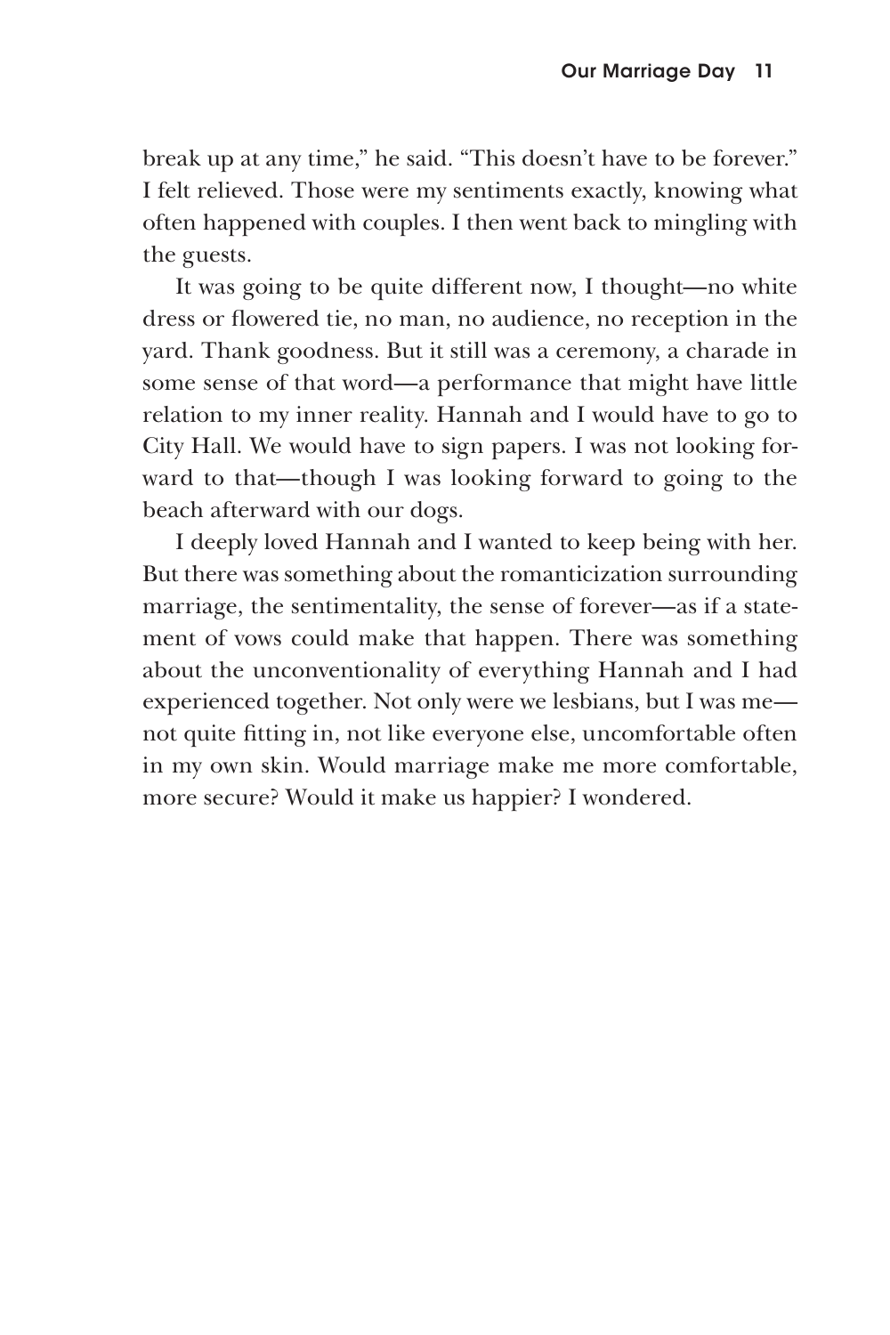break up at any time," he said. "This doesn't have to be forever." I felt relieved. Those were my sentiments exactly, knowing what often happened with couples. I then went back to mingling with the guests.

It was going to be quite different now, I thought—no white dress or flowered tie, no man, no audience, no reception in the yard. Thank goodness. But it still was a ceremony, a charade in some sense of that word—a performance that might have little relation to my inner reality. Hannah and I would have to go to City Hall. We would have to sign papers. I was not looking forward to that—though I was looking forward to going to the beach afterward with our dogs.

I deeply loved Hannah and I wanted to keep being with her. But there was something about the romanticization surrounding marriage, the sentimentality, the sense of forever—as if a statement of vows could make that happen. There was something about the unconventionality of everything Hannah and I had experienced together. Not only were we lesbians, but I was me—not quite fitting in, not like everyone else, uncomfortable often in my own skin. Would marriage make me more comfortable, more secure? Would it make us happier? I wondered.